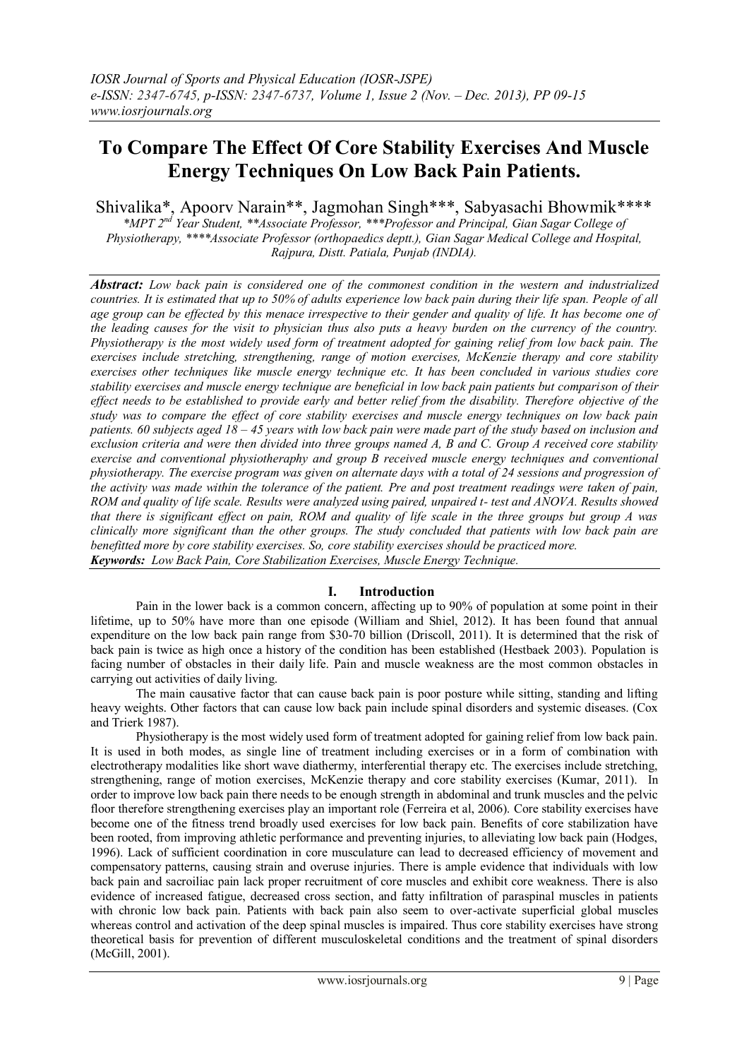# To Compare The Effect Of Core Stability Exercises And Muscle Energy Techniques On Low Back Pain Patients.

Shivalika*, Apoorv Narain**, Jagmohan Singh***, Sabyasachi Bhowmik****

*\*MPT 2nd Year Student, \*\*Associate Professor, \*\*\*Professor and Principal, Gian Sagar College of Physiotherapy, \*\*\*\*Associate Professor (orthopaedics deptt.), Gian Sagar Medical College and Hospital, Rajpura, Distt. Patiala, Punjab (INDIA).*

***Abstract:*** *Low back pain is considered one of the commonest condition in the western and industrialized countries. It is estimated that up to 50% of adults experience low back pain during their life span. People of all age group can be effected by this menace irrespective to their gender and quality of life. It has become one of the leading causes for the visit to physician thus also puts a heavy burden on the currency of the country. Physiotherapy is the most widely used form of treatment adopted for gaining relief from low back pain. The exercises include stretching, strengthening, range of motion exercises, McKenzie therapy and core stability exercises other techniques like muscle energy technique etc. It has been concluded in various studies core stability exercises and muscle energy technique are beneficial in low back pain patients but comparison of their effect needs to be established to provide early and better relief from the disability. Therefore objective of the study was to compare the effect of core stability exercises and muscle energy techniques on low back pain patients. 60 subjects aged 18 – 45 years with low back pain were made part of the study based on inclusion and exclusion criteria and were then divided into three groups named A, B and C. Group A received core stability exercise and conventional physiotheraphy and group B received muscle energy techniques and conventional physiotherapy. The exercise program was given on alternate days with a total of 24 sessions and progression of the activity was made within the tolerance of the patient. Pre and post treatment readings were taken of pain, ROM and quality of life scale. Results were analyzed using paired, unpaired t- test and ANOVA. Results showed that there is significant effect on pain, ROM and quality of life scale in the three groups but group A was clinically more significant than the other groups. The study concluded that patients with low back pain are benefitted more by core stability exercises. So, core stability exercises should be practiced more.*

***Keywords:*** *Low Back Pain, Core Stabilization Exercises, Muscle Energy Technique.*

## I. Introduction

Pain in the lower back is a common concern, affecting up to 90% of population at some point in their lifetime, up to 50% have more than one episode (William and Shiel, 2012). It has been found that annual expenditure on the low back pain range from $30-70 billion (Driscoll, 2011). It is determined that the risk of back pain is twice as high once a history of the condition has been established (Hestbaek 2003). Population is facing number of obstacles in their daily life. Pain and muscle weakness are the most common obstacles in carrying out activities of daily living.

The main causative factor that can cause back pain is poor posture while sitting, standing and lifting heavy weights. Other factors that can cause low back pain include spinal disorders and systemic diseases. (Cox and Trierk 1987).

Physiotherapy is the most widely used form of treatment adopted for gaining relief from low back pain. It is used in both modes, as single line of treatment including exercises or in a form of combination with electrotherapy modalities like short wave diathermy, interferential therapy etc. The exercises include stretching, strengthening, range of motion exercises, McKenzie therapy and core stability exercises (Kumar, 2011). In order to improve low back pain there needs to be enough strength in abdominal and trunk muscles and the pelvic floor therefore strengthening exercises play an important role (Ferreira et al, 2006). Core stability exercises have become one of the fitness trend broadly used exercises for low back pain. Benefits of core stabilization have been rooted, from improving athletic performance and preventing injuries, to alleviating low back pain (Hodges, 1996). Lack of sufficient coordination in core musculature can lead to decreased efficiency of movement and compensatory patterns, causing strain and overuse injuries. There is ample evidence that individuals with low back pain and sacroiliac pain lack proper recruitment of core muscles and exhibit core weakness. There is also evidence of increased fatigue, decreased cross section, and fatty infiltration of paraspinal muscles in patients with chronic low back pain. Patients with back pain also seem to over-activate superficial global muscles whereas control and activation of the deep spinal muscles is impaired. Thus core stability exercises have strong theoretical basis for prevention of different musculoskeletal conditions and the treatment of spinal disorders (McGill, 2001).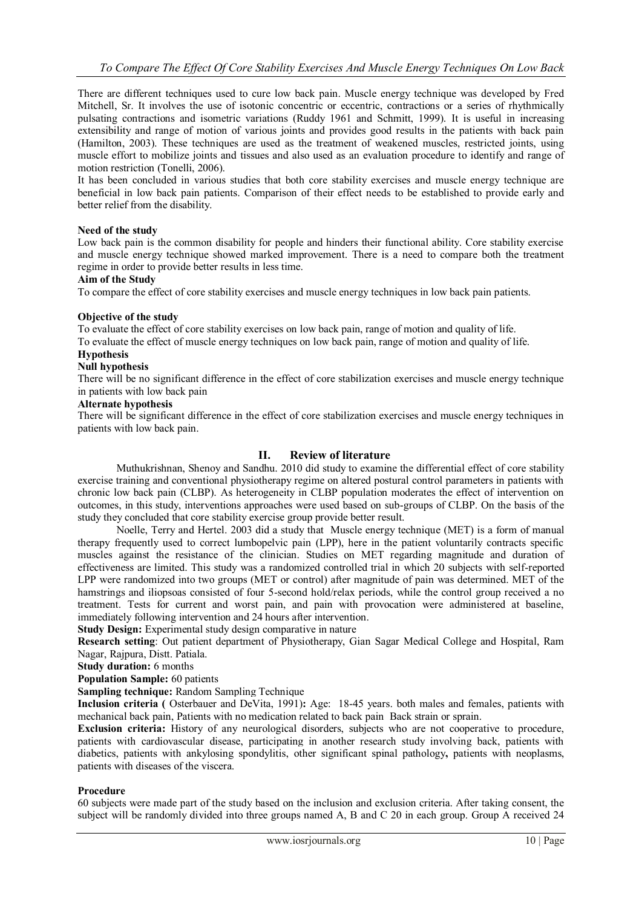There are different techniques used to cure low back pain. Muscle energy technique was developed by Fred Mitchell, Sr. It involves the use of isotonic concentric or eccentric, contractions or a series of rhythmically pulsating contractions and isometric variations (Ruddy 1961 and Schmitt, 1999). It is useful in increasing extensibility and range of motion of various joints and provides good results in the patients with back pain (Hamilton, 2003). These techniques are used as the treatment of weakened muscles, restricted joints, using muscle effort to mobilize joints and tissues and also used as an evaluation procedure to identify and range of motion restriction (Tonelli, 2006).

It has been concluded in various studies that both core stability exercises and muscle energy technique are beneficial in low back pain patients. Comparison of their effect needs to be established to provide early and better relief from the disability.

**Need of the study**

Low back pain is the common disability for people and hinders their functional ability. Core stability exercise and muscle energy technique showed marked improvement. There is a need to compare both the treatment regime in order to provide better results in less time.

**Aim of the Study**

To compare the effect of core stability exercises and muscle energy techniques in low back pain patients.

**Objective of the study**

To evaluate the effect of core stability exercises on low back pain, range of motion and quality of life.

To evaluate the effect of muscle energy techniques on low back pain, range of motion and quality of life.

**Hypothesis**

**Null hypothesis**

There will be no significant difference in the effect of core stabilization exercises and muscle energy technique in patients with low back pain

**Alternate hypothesis**

There will be significant difference in the effect of core stabilization exercises and muscle energy techniques in patients with low back pain.

## II. Review of literature

Muthukrishnan, Shenoy and Sandhu. 2010 did study to examine the differential effect of core stability exercise training and conventional physiotherapy regime on altered postural control parameters in patients with chronic low back pain (CLBP). As heterogeneity in CLBP population moderates the effect of intervention on outcomes, in this study, interventions approaches were used based on sub-groups of CLBP. On the basis of the study they concluded that core stability exercise group provide better result.

Noelle, Terry and Hertel. 2003 did a study that Muscle energy technique (MET) is a form of manual therapy frequently used to correct lumbopelvic pain (LPP), here in the patient voluntarily contracts specific muscles against the resistance of the clinician. Studies on MET regarding magnitude and duration of effectiveness are limited. This study was a randomized controlled trial in which 20 subjects with self-reported LPP were randomized into two groups (MET or control) after magnitude of pain was determined. MET of the hamstrings and iliopsoas consisted of four 5-second hold/relax periods, while the control group received a no treatment. Tests for current and worst pain, and pain with provocation were administered at baseline, immediately following intervention and 24 hours after intervention.

**Study Design:** Experimental study design comparative in nature

**Research setting**: Out patient department of Physiotherapy, Gian Sagar Medical College and Hospital, Ram Nagar, Rajpura, Distt. Patiala.

**Study duration:** 6 months

**Population Sample:** 60 patients

**Sampling technique:** Random Sampling Technique

**Inclusion criteria (** Osterbauer and DeVita, 1991)**:** Age: 18-45 years. both males and females, patients with mechanical back pain, Patients with no medication related to back pain Back strain or sprain.

**Exclusion criteria:** History of any neurological disorders, subjects who are not cooperative to procedure, patients with cardiovascular disease, participating in another research study involving back, patients with diabetics, patients with ankylosing spondylitis, other significant spinal pathology**,** patients with neoplasms, patients with diseases of the viscera.

**Procedure**

60 subjects were made part of the study based on the inclusion and exclusion criteria. After taking consent, the subject will be randomly divided into three groups named A, B and C 20 in each group. Group A received 24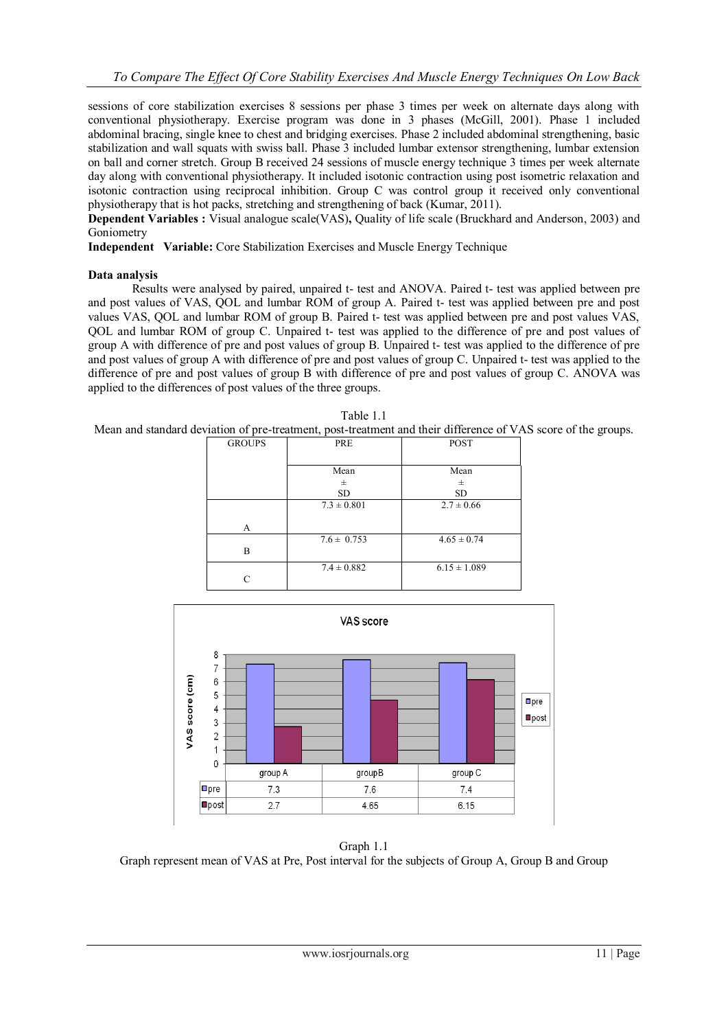sessions of core stabilization exercises 8 sessions per phase 3 times per week on alternate days along with conventional physiotherapy. Exercise program was done in 3 phases (McGill, 2001). Phase 1 included abdominal bracing, single knee to chest and bridging exercises. Phase 2 included abdominal strengthening, basic stabilization and wall squats with swiss ball. Phase 3 included lumbar extensor strengthening, lumbar extension on ball and corner stretch. Group B received 24 sessions of muscle energy technique 3 times per week alternate day along with conventional physiotherapy. It included isotonic contraction using post isometric relaxation and isotonic contraction using reciprocal inhibition. Group C was control group it received only conventional physiotherapy that is hot packs, stretching and strengthening of back (Kumar, 2011).

**Dependent Variables :** Visual analogue scale(VAS)**,** Quality of life scale (Bruckhard and Anderson, 2003) and Goniometry

**Independent Variable:** Core Stabilization Exercises and Muscle Energy Technique

**Data analysis**

Results were analysed by paired, unpaired t- test and ANOVA. Paired t- test was applied between pre and post values of VAS, QOL and lumbar ROM of group A. Paired t- test was applied between pre and post values VAS, QOL and lumbar ROM of group B. Paired t- test was applied between pre and post values VAS, QOL and lumbar ROM of group C. Unpaired t- test was applied to the difference of pre and post values of group A with difference of pre and post values of group B. Unpaired t- test was applied to the difference of pre and post values of group A with difference of pre and post values of group C. Unpaired t- test was applied to the difference of pre and post values of group B with difference of pre and post values of group C. ANOVA was applied to the differences of post values of the three groups.

Table 1.1

Mean and standard deviation of pre-treatment, post-treatment and their difference of VAS score of the groups.

| GROUPS | PRE | POST |
|---|---|---|
| | Mean ± SD | Mean ± SD |
| A | 7.3 ± 0.801 | 2.7 ± 0.66 |
| B | 7.6 ± 0.753 | 4.65 ± 0.74 |
| C | 7.4 ± 0.882 | 6.15 ± 1.089 |

VAS score

| | group A | groupB | group C |
|---|---|---|---|
| pre | 7.3 | 7.6 | 7.4 |
| post | 2.7 | 4.65 | 6.15 |

Graph 1.1

Graph represent mean of VAS at Pre, Post interval for the subjects of Group A, Group B and Group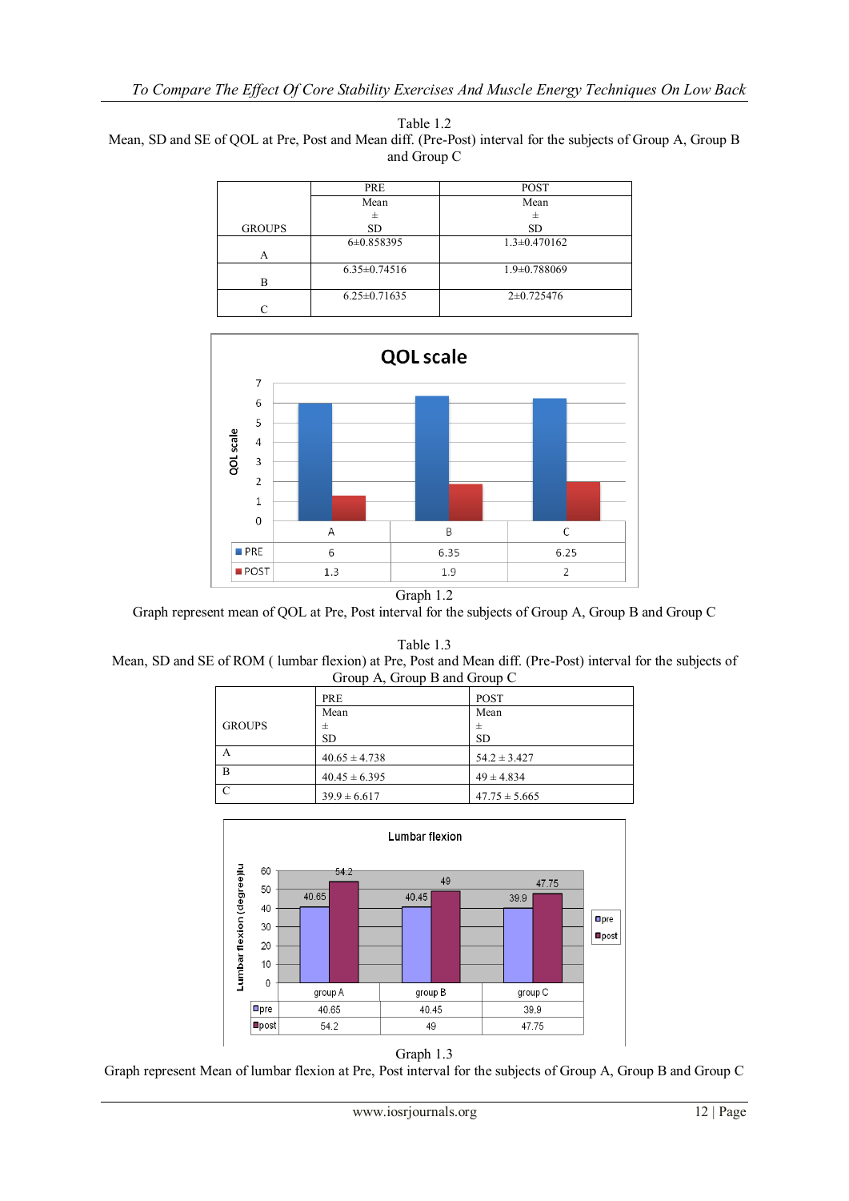Table 1.2
Mean, SD and SE of QOL at Pre, Post and Mean diff. (Pre-Post) interval for the subjects of Group A, Group B and Group C

| GROUPS | PRE Mean ± SD | POST Mean ± SD |
|---|---|---|
| A | 6±0.858395 | 1.3±0.470162 |
| B | 6.35±0.74516 | 1.9±0.788069 |
| C | 6.25±0.71635 | 2±0.725476 |

**QOL scale**

| | A | B | C |
|---|---|---|---|
| PRE | 6 | 6.35 | 6.25 |
| POST | 1.3 | 1.9 | 2 |

Graph 1.2
Graph represent mean of QOL at Pre, Post interval for the subjects of Group A, Group B and Group C

Table 1.3
Mean, SD and SE of ROM ( lumbar flexion) at Pre, Post and Mean diff. (Pre-Post) interval for the subjects of Group A, Group B and Group C

| GROUPS | PRE Mean ± SD | POST Mean ± SD |
|---|---|---|
| A | 40.65 ± 4.738 | 54.2 ± 3.427 |
| B | 40.45 ± 6.395 | 49 ± 4.834 |
| C | 39.9 ± 6.617 | 47.75 ± 5.665 |

**Lumbar flexion**

| | group A | group B | group C |
|---|---|---|---|
| pre | 40.65 | 40.45 | 39.9 |
| post | 54.2 | 49 | 47.75 |

Graph 1.3
Graph represent Mean of lumbar flexion at Pre, Post interval for the subjects of Group A, Group B and Group C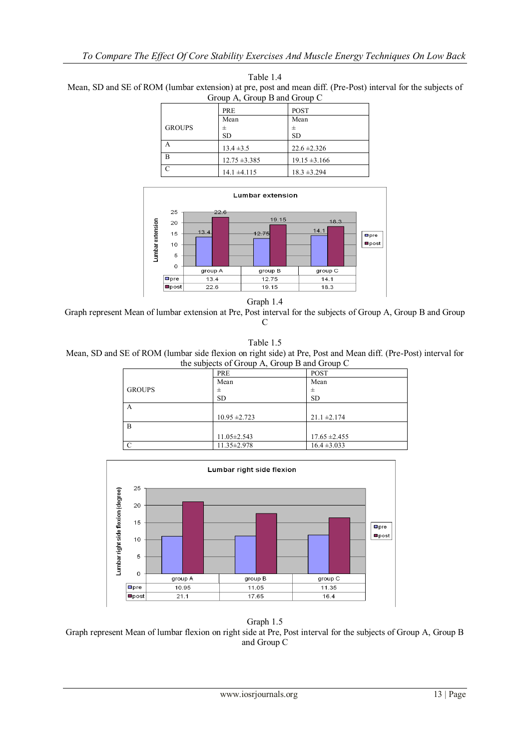Table 1.4
Mean, SD and SE of ROM (lumbar extension) at pre, post and mean diff. (Pre-Post) interval for the subjects of Group A, Group B and Group C

| GROUPS | PRE Mean ± SD | POST Mean ± SD |
|---|---|---|
| A | 13.4 ±3.5 | 22.6 ±2.326 |
| B | 12.75 ±3.385 | 19.15 ±3.166 |
| C | 14.1 ±4.115 | 18.3 ±3.294 |

**Lumbar extension**

| | group A | group B | group C |
|---|---|---|---|
| pre | 13.4 | 12.75 | 14.1 |
| post | 22.6 | 19.15 | 18.3 |

Graph 1.4
Graph represent Mean of lumbar extension at Pre, Post interval for the subjects of Group A, Group B and Group C

Table 1.5
Mean, SD and SE of ROM (lumbar side flexion on right side) at Pre, Post and Mean diff. (Pre-Post) interval for the subjects of Group A, Group B and Group C

| GROUPS | PRE Mean ± SD | POST Mean ± SD |
|---|---|---|
| A | 10.95 ±2.723 | 21.1 ±2.174 |
| B | 11.05±2.543 | 17.65 ±2.455 |
| C | 11.35±2.978 | 16.4 ±3.033 |

**Lumbar right side flexion**

| | group A | group B | group C |
|---|---|---|---|
| pre | 10.95 | 11.05 | 11.35 |
| post | 21.1 | 17.65 | 16.4 |

Graph 1.5
Graph represent Mean of lumbar flexion on right side at Pre, Post interval for the subjects of Group A, Group B and Group C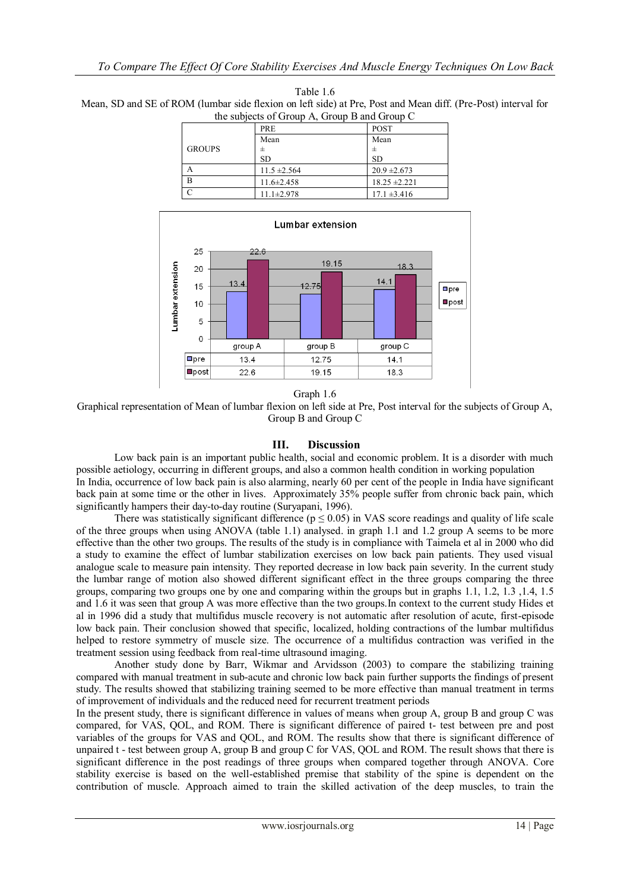Table 1.6
Mean, SD and SE of ROM (lumbar side flexion on left side) at Pre, Post and Mean diff. (Pre-Post) interval for the subjects of Group A, Group B and Group C

| GROUPS | PRE Mean ± SD | POST Mean ± SD |
|---|---|---|
| A | 11.5 ±2.564 | 20.9 ±2.673 |
| B | 11.6±2.458 | 18.25 ±2.221 |
| C | 11.1±2.978 | 17.1 ±3.416 |

| | group A | group B | group C |
|---|---|---|---|
| pre | 13.4 | 12.75 | 14.1 |
| post | 22.6 | 19.15 | 18.3 |

Graph 1.6
Graphical representation of Mean of lumbar flexion on left side at Pre, Post interval for the subjects of Group A, Group B and Group C

## III. Discussion

Low back pain is an important public health, social and economic problem. It is a disorder with much possible aetiology, occurring in different groups, and also a common health condition in working population
In India, occurrence of low back pain is also alarming, nearly 60 per cent of the people in India have significant back pain at some time or the other in lives. Approximately 35% people suffer from chronic back pain, which significantly hampers their day-to-day routine (Suryapani, 1996).

There was statistically significant difference ($p \leq 0.05$) in VAS score readings and quality of life scale of the three groups when using ANOVA (table 1.1) analysed. in graph 1.1 and 1.2 group A seems to be more effective than the other two groups. The results of the study is in compliance with Taimela et al in 2000 who did a study to examine the effect of lumbar stabilization exercises on low back pain patients. They used visual analogue scale to measure pain intensity. They reported decrease in low back pain severity. In the current study the lumbar range of motion also showed different significant effect in the three groups comparing the three groups, comparing two groups one by one and comparing within the groups but in graphs 1.1, 1.2, 1.3 ,1.4, 1.5 and 1.6 it was seen that group A was more effective than the two groups.In context to the current study Hides et al in 1996 did a study that multifidus muscle recovery is not automatic after resolution of acute, first-episode low back pain. Their conclusion showed that specific, localized, holding contractions of the lumbar multifidus helped to restore symmetry of muscle size. The occurrence of a multifidus contraction was verified in the treatment session using feedback from real-time ultrasound imaging.

Another study done by Barr, Wikmar and Arvidsson (2003) to compare the stabilizing training compared with manual treatment in sub-acute and chronic low back pain further supports the findings of present study. The results showed that stabilizing training seemed to be more effective than manual treatment in terms of improvement of individuals and the reduced need for recurrent treatment periods
In the present study, there is significant difference in values of means when group A, group B and group C was compared, for VAS, QOL, and ROM. There is significant difference of paired t- test between pre and post variables of the groups for VAS and QOL, and ROM. The results show that there is significant difference of unpaired t - test between group A, group B and group C for VAS, QOL and ROM. The result shows that there is significant difference in the post readings of three groups when compared together through ANOVA. Core stability exercise is based on the well-established premise that stability of the spine is dependent on the contribution of muscle. Approach aimed to train the skilled activation of the deep muscles, to train the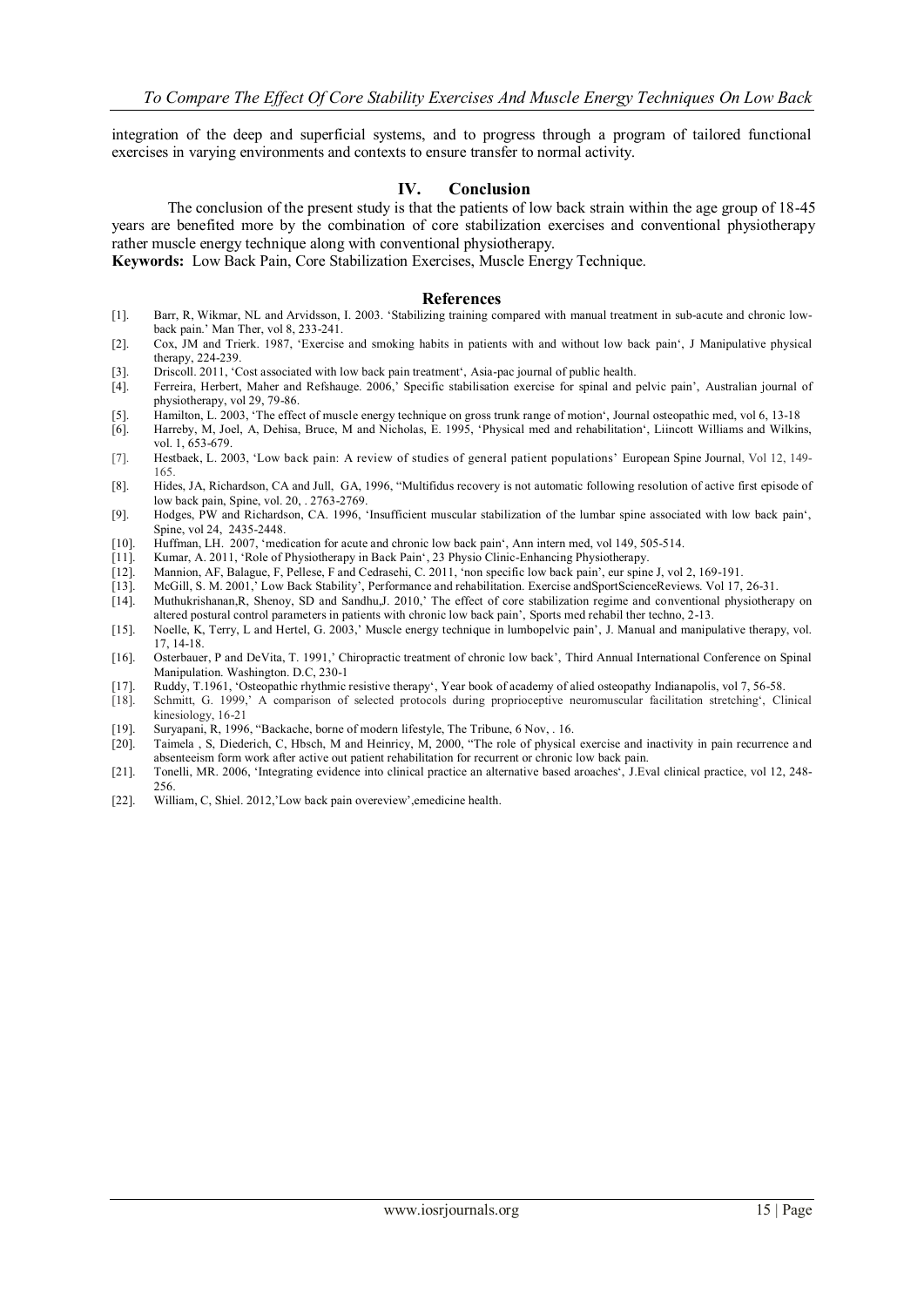integration of the deep and superficial systems, and to progress through a program of tailored functional exercises in varying environments and contexts to ensure transfer to normal activity.

## IV. Conclusion

The conclusion of the present study is that the patients of low back strain within the age group of 18-45 years are benefited more by the combination of core stabilization exercises and conventional physiotherapy rather muscle energy technique along with conventional physiotherapy.

**Keywords:** Low Back Pain, Core Stabilization Exercises, Muscle Energy Technique.

## References

[1]. Barr, R, Wikmar, NL and Arvidsson, I. 2003. 'Stabilizing training compared with manual treatment in sub-acute and chronic low-back pain.' Man Ther, vol 8, 233-241.

[2]. Cox, JM and Trierk. 1987, 'Exercise and smoking habits in patients with and without low back pain', J Manipulative physical therapy, 224-239.

[3]. Driscoll. 2011, 'Cost associated with low back pain treatment', Asia-pac journal of public health.

[4]. Ferreira, Herbert, Maher and Refshauge. 2006,' Specific stabilisation exercise for spinal and pelvic pain', Australian journal of physiotherapy, vol 29, 79-86.

[5]. Hamilton, L. 2003, 'The effect of muscle energy technique on gross trunk range of motion', Journal osteopathic med, vol 6, 13-18

[6]. Harreby, M, Joel, A, Dehisa, Bruce, M and Nicholas, E. 1995, 'Physical med and rehabilitation', Liincott Williams and Wilkins, vol. 1, 653-679.

[7]. Hestbaek, L. 2003, 'Low back pain: A review of studies of general patient populations' European Spine Journal, Vol 12, 149-165.

[8]. Hides, JA, Richardson, CA and Jull, GA, 1996, "Multifidus recovery is not automatic following resolution of active first episode of low back pain, Spine, vol. 20, . 2763-2769.

[9]. Hodges, PW and Richardson, CA. 1996, 'Insufficient muscular stabilization of the lumbar spine associated with low back pain', Spine, vol 24, 2435-2448.

[10]. Huffman, LH. 2007, 'medication for acute and chronic low back pain', Ann intern med, vol 149, 505-514.

[11]. Kumar, A. 2011, 'Role of Physiotherapy in Back Pain', 23 Physio Clinic-Enhancing Physiotherapy.

[12]. Mannion, AF, Balague, F, Pellese, F and Cedrasehi, C. 2011, 'non specific low back pain', eur spine J, vol 2, 169-191.

[13]. McGill, S. M. 2001,' Low Back Stability', Performance and rehabilitation. Exercise andSportScienceReviews. Vol 17, 26-31.

[14]. Muthukrishanan,R, Shenoy, SD and Sandhu,J. 2010,' The effect of core stabilization regime and conventional physiotherapy on altered postural control parameters in patients with chronic low back pain', Sports med rehabil ther techno, 2-13.

[15]. Noelle, K, Terry, L and Hertel, G. 2003,' Muscle energy technique in lumbopelvic pain', J. Manual and manipulative therapy, vol. 17, 14-18.

[16]. Osterbauer, P and DeVita, T. 1991,' Chiropractic treatment of chronic low back', Third Annual International Conference on Spinal Manipulation. Washington. D.C, 230-1

[17]. Ruddy, T.1961, 'Osteopathic rhythmic resistive therapy', Year book of academy of alied osteopathy Indianapolis, vol 7, 56-58.

[18]. Schmitt, G. 1999,' A comparison of selected protocols during proprioceptive neuromuscular facilitation stretching', Clinical kinesiology, 16-21

[19]. Suryapani, R, 1996, "Backache, borne of modern lifestyle, The Tribune, 6 Nov, . 16.

[20]. Taimela , S, Diederich, C, Hbsch, M and Heinricy, M, 2000, "The role of physical exercise and inactivity in pain recurrence and absenteeism form work after active out patient rehabilitation for recurrent or chronic low back pain.

[21]. Tonelli, MR. 2006, 'Integrating evidence into clinical practice an alternative based aroaches', J.Eval clinical practice, vol 12, 248-256.

[22]. William, C, Shiel. 2012,'Low back pain overeview',emedicine health.